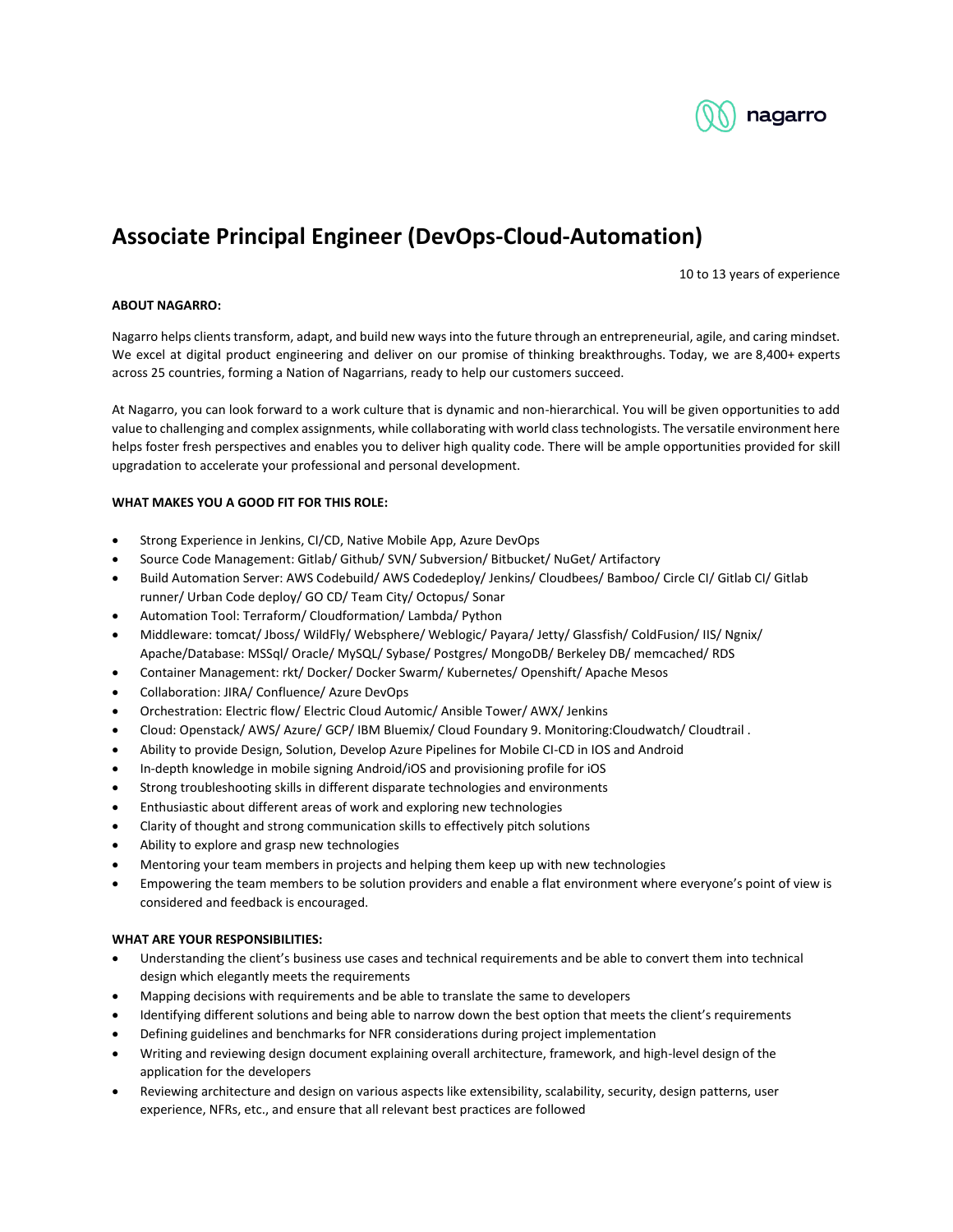# Associate Principal Engineer (DevOps-Cloud-Automation)

10 to 13 years of experience

**ABOUT NAGARRO:**

Nagarro helps clients transform, adapt, and build new ways into the future through an entrepreneurial, agile, and caring mindset. We excel at digital product engineering and deliver on our promise of thinking breakthroughs. Today, we are 8,400+ experts across 25 countries, forming a Nation of Nagarrians, ready to help our customers succeed.

At Nagarro, you can look forward to a work culture that is dynamic and non-hierarchical. You will be given opportunities to add value to challenging and complex assignments, while collaborating with world class technologists. The versatile environment here helps foster fresh perspectives and enables you to deliver high quality code. There will be ample opportunities provided for skill upgradation to accelerate your professional and personal development.

**WHAT MAKES YOU A GOOD FIT FOR THIS ROLE:**

- Strong Experience in Jenkins, CI/CD, Native Mobile App, Azure DevOps
- Source Code Management: Gitlab/ Github/ SVN/ Subversion/ Bitbucket/ NuGet/ Artifactory
- Build Automation Server: AWS Codebuild/ AWS Codedeploy/ Jenkins/ Cloudbees/ Bamboo/ Circle CI/ Gitlab CI/ Gitlab runner/ Urban Code deploy/ GO CD/ Team City/ Octopus/ Sonar
- Automation Tool: Terraform/ Cloudformation/ Lambda/ Python
- Middleware: tomcat/ Jboss/ WildFly/ Websphere/ Weblogic/ Payara/ Jetty/ Glassfish/ ColdFusion/ IIS/ Ngnix/ Apache/Database: MSSql/ Oracle/ MySQL/ Sybase/ Postgres/ MongoDB/ Berkeley DB/ memcached/ RDS
- Container Management: rkt/ Docker/ Docker Swarm/ Kubernetes/ Openshift/ Apache Mesos
- Collaboration: JIRA/ Confluence/ Azure DevOps
- Orchestration: Electric flow/ Electric Cloud Automic/ Ansible Tower/ AWX/ Jenkins
- Cloud: Openstack/ AWS/ Azure/ GCP/ IBM Bluemix/ Cloud Foundary 9. Monitoring:Cloudwatch/ Cloudtrail .
- Ability to provide Design, Solution, Develop Azure Pipelines for Mobile CI-CD in IOS and Android
- In-depth knowledge in mobile signing Android/iOS and provisioning profile for iOS
- Strong troubleshooting skills in different disparate technologies and environments
- Enthusiastic about different areas of work and exploring new technologies
- Clarity of thought and strong communication skills to effectively pitch solutions
- Ability to explore and grasp new technologies
- Mentoring your team members in projects and helping them keep up with new technologies
- Empowering the team members to be solution providers and enable a flat environment where everyone's point of view is considered and feedback is encouraged.

**WHAT ARE YOUR RESPONSIBILITIES:**

- Understanding the client's business use cases and technical requirements and be able to convert them into technical design which elegantly meets the requirements
- Mapping decisions with requirements and be able to translate the same to developers
- Identifying different solutions and being able to narrow down the best option that meets the client's requirements
- Defining guidelines and benchmarks for NFR considerations during project implementation
- Writing and reviewing design document explaining overall architecture, framework, and high-level design of the application for the developers
- Reviewing architecture and design on various aspects like extensibility, scalability, security, design patterns, user experience, NFRs, etc., and ensure that all relevant best practices are followed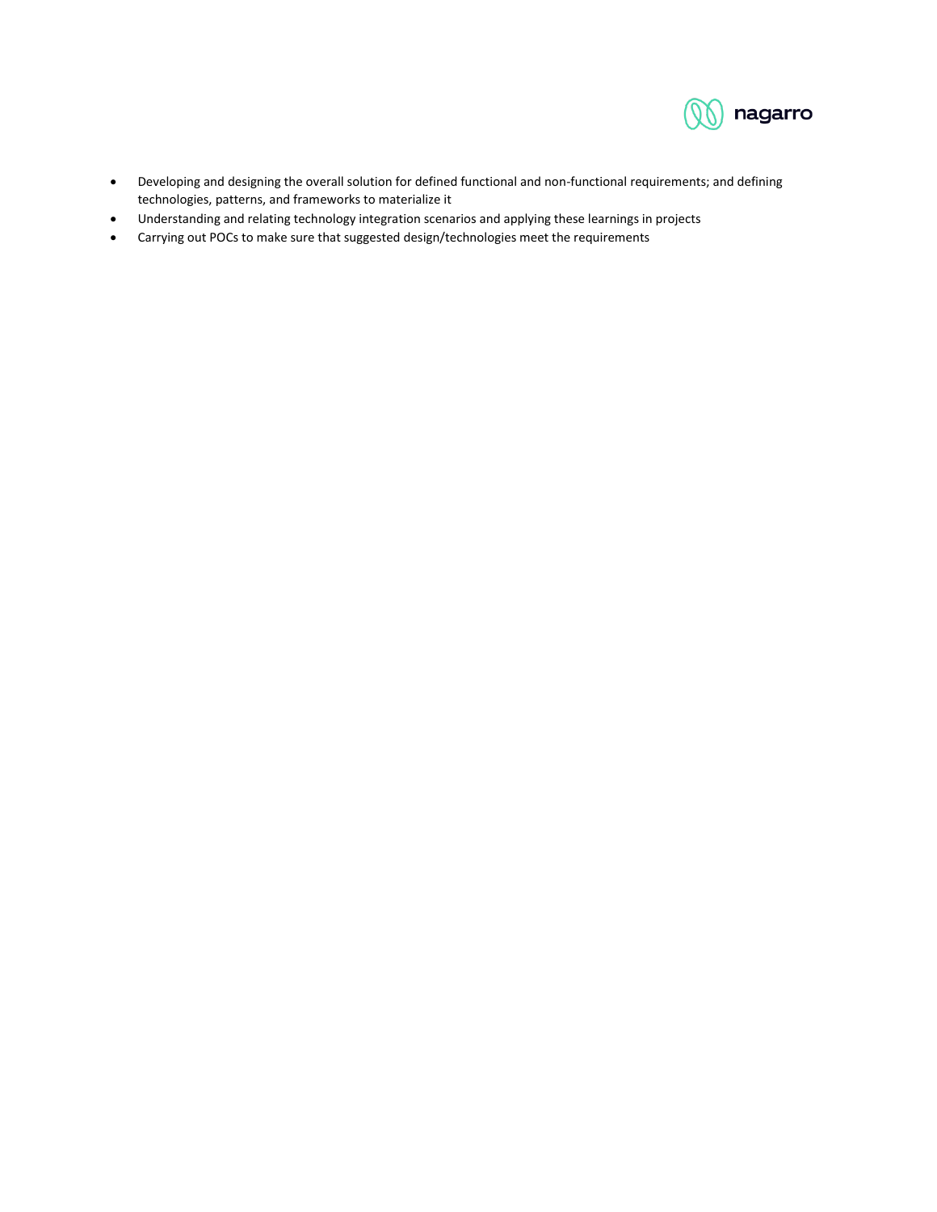- Developing and designing the overall solution for defined functional and non-functional requirements; and defining technologies, patterns, and frameworks to materialize it
- Understanding and relating technology integration scenarios and applying these learnings in projects
- Carrying out POCs to make sure that suggested design/technologies meet the requirements